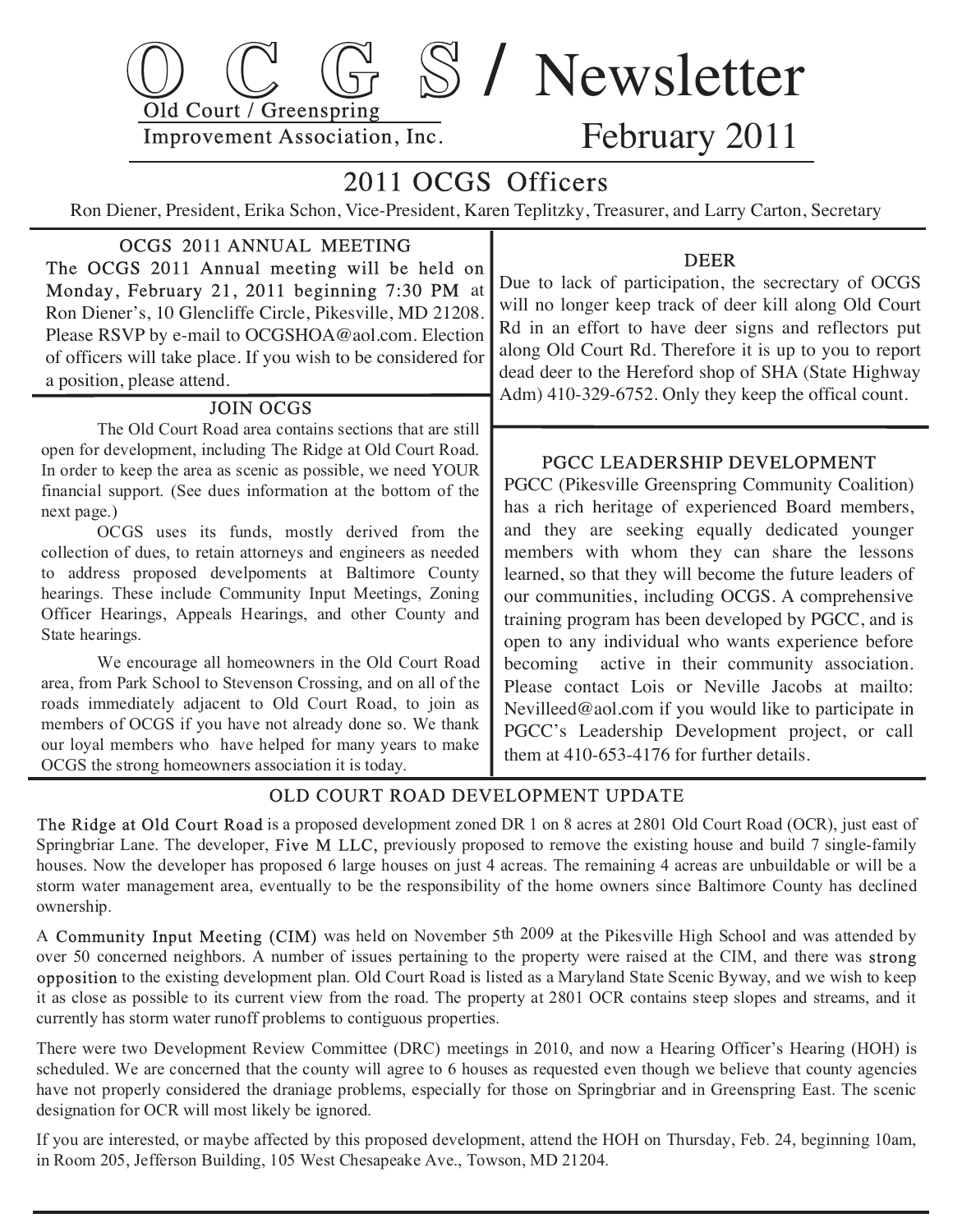# OCGS / Newsletter

Old Court / Greenspring
Improvement Association, Inc.

February 2011

## 2011 OCGS Officers

Ron Diener, President, Erika Schon, Vice-President, Karen Teplitzky, Treasurer, and Larry Carton, Secretary

### OCGS 2011 ANNUAL MEETING

The OCGS 2011 Annual meeting will be held on Monday, February 21, 2011 beginning 7:30 PM at Ron Diener's, 10 Glencliffe Circle, Pikesville, MD 21208. Please RSVP by e-mail to OCGSHOA@aol.com. Election of officers will take place. If you wish to be considered for a position, please attend.

### JOIN OCGS

The Old Court Road area contains sections that are still open for development, including The Ridge at Old Court Road. In order to keep the area as scenic as possible, we need YOUR financial support. (See dues information at the bottom of the next page.)

OCGS uses its funds, mostly derived from the collection of dues, to retain attorneys and engineers as needed to address proposed develpoments at Baltimore County hearings. These include Community Input Meetings, Zoning Officer Hearings, Appeals Hearings, and other County and State hearings.

We encourage all homeowners in the Old Court Road area, from Park School to Stevenson Crossing, and on all of the roads immediately adjacent to Old Court Road, to join as members of OCGS if you have not already done so. We thank our loyal members who have helped for many years to make OCGS the strong homeowners association it is today.

### DEER

Due to lack of participation, the secrectary of OCGS will no longer keep track of deer kill along Old Court Rd in an effort to have deer signs and reflectors put along Old Court Rd. Therefore it is up to you to report dead deer to the Hereford shop of SHA (State Highway Adm) 410-329-6752. Only they keep the offical count.

### PGCC LEADERSHIP DEVELOPMENT

PGCC (Pikesville Greenspring Community Coalition) has a rich heritage of experienced Board members, and they are seeking equally dedicated younger members with whom they can share the lessons learned, so that they will become the future leaders of our communities, including OCGS. A comprehensive training program has been developed by PGCC, and is open to any individual who wants experience before becoming active in their community association. Please contact Lois or Neville Jacobs at mailto: Nevilleed@aol.com if you would like to participate in PGCC's Leadership Development project, or call them at 410-653-4176 for further details.

### OLD COURT ROAD DEVELOPMENT UPDATE

The Ridge at Old Court Road is a proposed development zoned DR 1 on 8 acres at 2801 Old Court Road (OCR), just east of Springbriar Lane. The developer, Five M LLC, previously proposed to remove the existing house and build 7 single-family houses. Now the developer has proposed 6 large houses on just 4 acreas. The remaining 4 acreas are unbuildable or will be a storm water management area, eventually to be the responsibility of the home owners since Baltimore County has declined ownership.

A Community Input Meeting (CIM) was held on November 5th 2009 at the Pikesville High School and was attended by over 50 concerned neighbors. A number of issues pertaining to the property were raised at the CIM, and there was strong opposition to the existing development plan. Old Court Road is listed as a Maryland State Scenic Byway, and we wish to keep it as close as possible to its current view from the road. The property at 2801 OCR contains steep slopes and streams, and it currently has storm water runoff problems to contiguous properties.

There were two Development Review Committee (DRC) meetings in 2010, and now a Hearing Officer's Hearing (HOH) is scheduled. We are concerned that the county will agree to 6 houses as requested even though we believe that county agencies have not properly considered the draniage problems, especially for those on Springbriar and in Greenspring East. The scenic designation for OCR will most likely be ignored.

If you are interested, or maybe affected by this proposed development, attend the HOH on Thursday, Feb. 24, beginning 10am, in Room 205, Jefferson Building, 105 West Chesapeake Ave., Towson, MD 21204.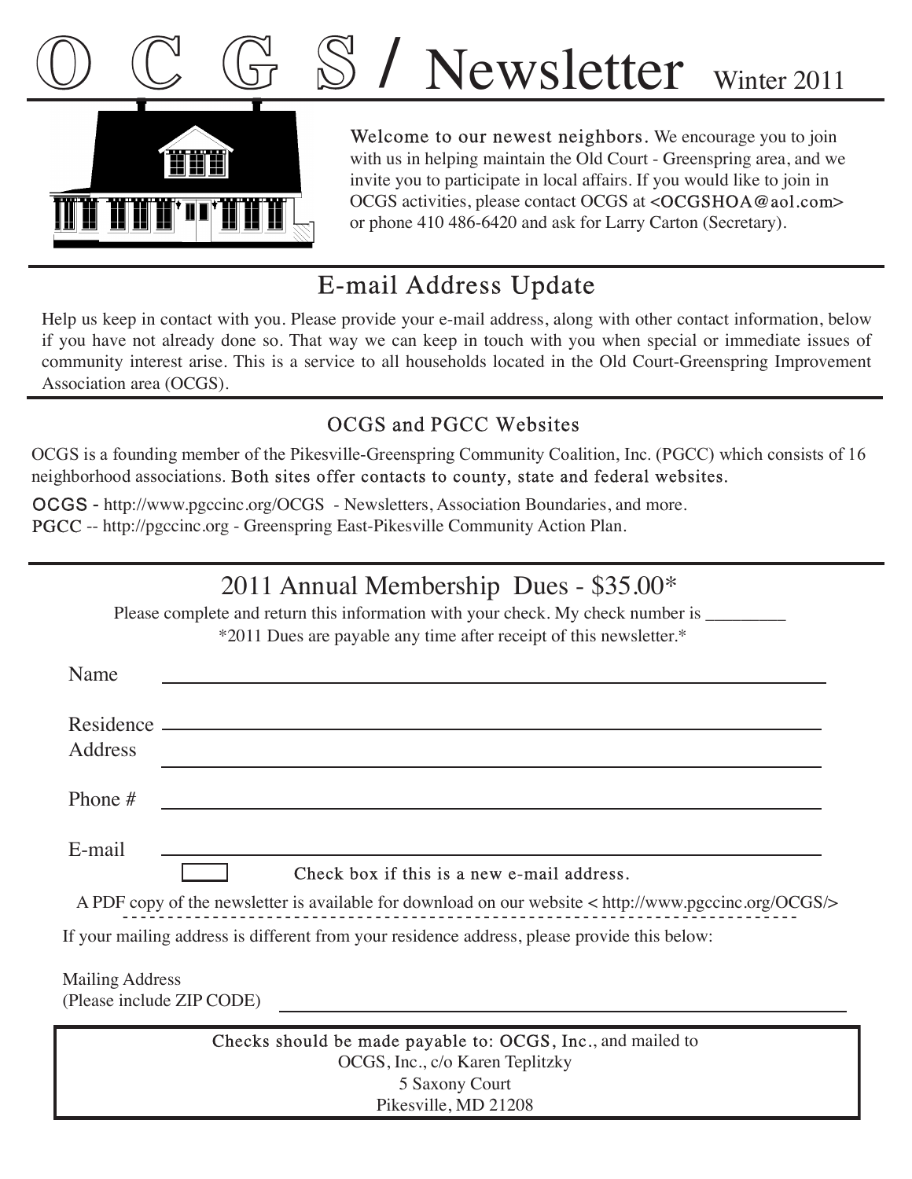# O C G S / Newsletter Winter 2011

**Welcome to our newest neighbors.** We encourage you to join with us in helping maintain the Old Court - Greenspring area, and we invite you to participate in local affairs. If you would like to join in OCGS activities, please contact OCGS at <OCGSHOA@aol.com> or phone 410 486-6420 and ask for Larry Carton (Secretary).

## E-mail Address Update

Help us keep in contact with you. Please provide your e-mail address, along with other contact information, below if you have not already done so. That way we can keep in touch with you when special or immediate issues of community interest arise. This is a service to all households located in the Old Court-Greenspring Improvement Association area (OCGS).

### OCGS and PGCC Websites

OCGS is a founding member of the Pikesville-Greenspring Community Coalition, Inc. (PGCC) which consists of 16 neighborhood associations. Both sites offer contacts to county, state and federal websites.

OCGS - http://www.pgccinc.org/OCGS - Newsletters, Association Boundaries, and more.
PGCC -- http://pgccinc.org - Greenspring East-Pikesville Community Action Plan.

## 2011 Annual Membership Dues - $35.00*

Please complete and return this information with your check. My check number is _________

*2011 Dues are payable any time after receipt of this newsletter.*

Name ______________________________

Residence Address ______________________________

______________________________

Phone # ______________________________

E-mail ______________________________

☐ Check box if this is a new e-mail address.

A PDF copy of the newsletter is available for download on our website < http://www.pgccinc.org/OCGS/>

If your mailing address is different from your residence address, please provide this below:

Mailing Address
(Please include ZIP CODE) ______________________________

Checks should be made payable to: OCGS, Inc., and mailed to
OCGS, Inc., c/o Karen Teplitzky
5 Saxony Court
Pikesville, MD 21208